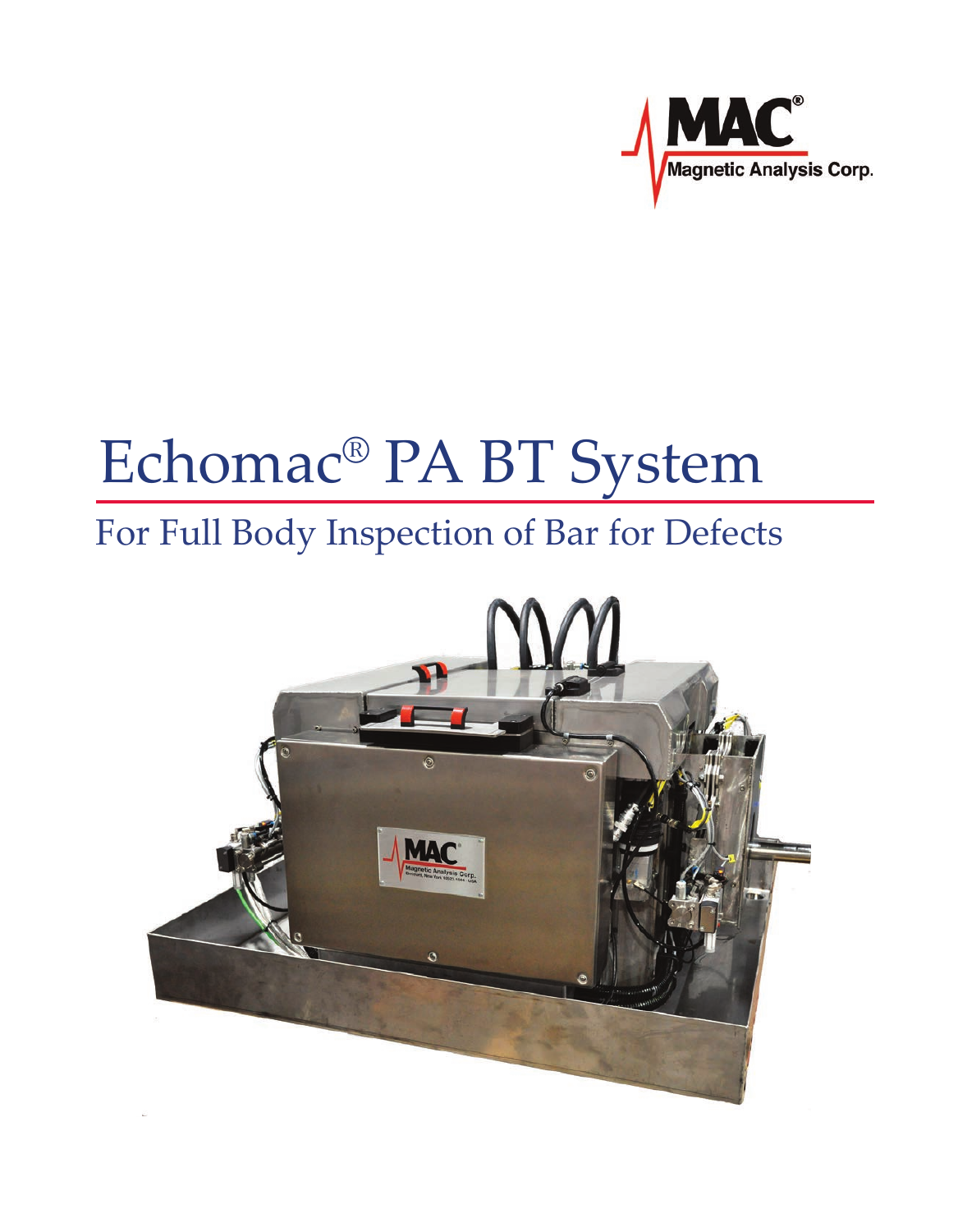MAC® Magnetic Analysis Corp.

# Echomac® PA BT System

## For Full Body Inspection of Bar for Defects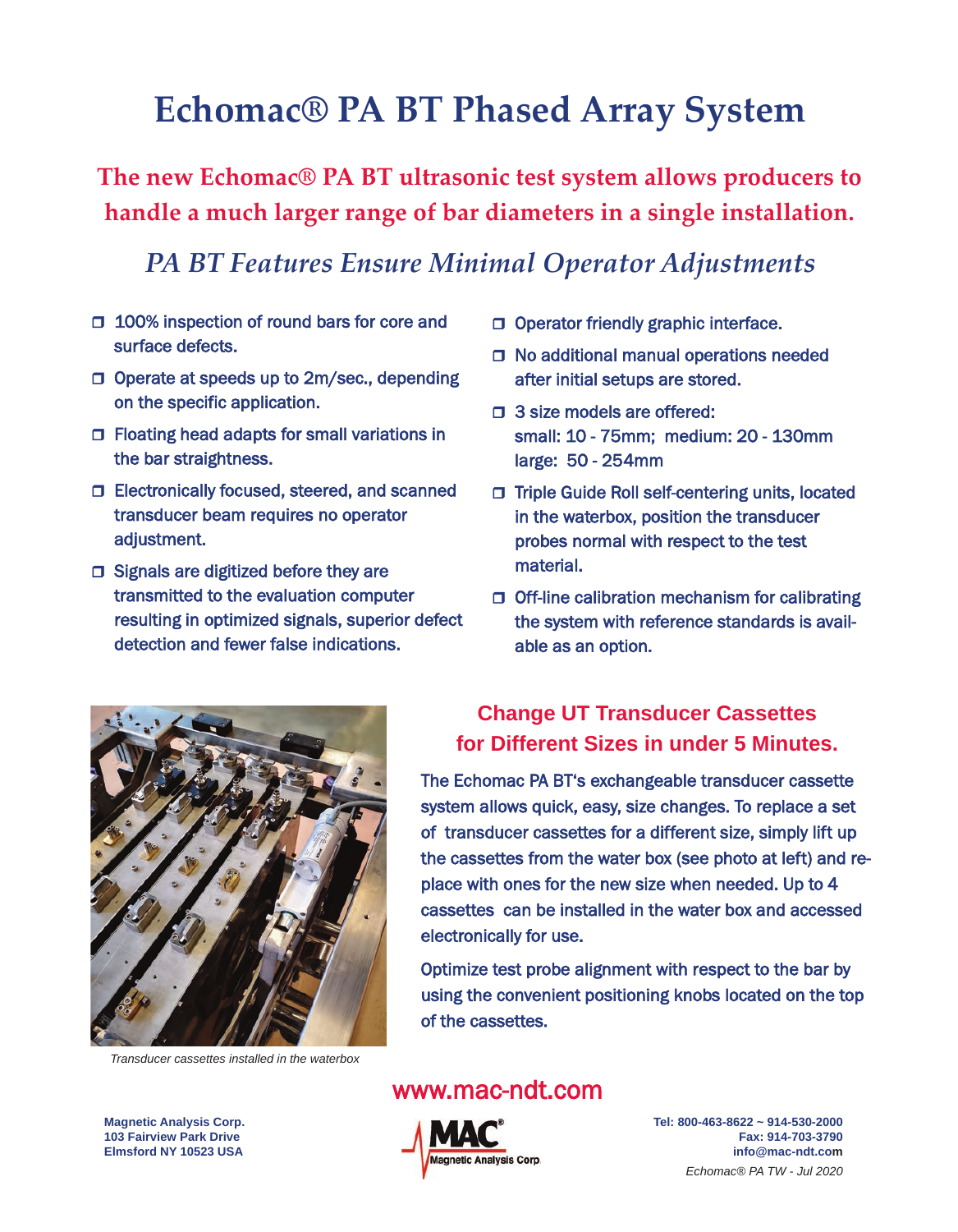# Echomac® PA BT Phased Array System

**The new Echomac® PA BT ultrasonic test system allows producers to handle a much larger range of bar diameters in a single installation.**

## *PA BT Features Ensure Minimal Operator Adjustments*

- 100% inspection of round bars for core and surface defects.
- Operate at speeds up to 2m/sec., depending on the specific application.
- Floating head adapts for small variations in the bar straightness.
- Electronically focused, steered, and scanned transducer beam requires no operator adjustment.
- Signals are digitized before they are transmitted to the evaluation computer resulting in optimized signals, superior defect detection and fewer false indications.
- Operator friendly graphic interface.
- No additional manual operations needed after initial setups are stored.
- 3 size models are offered: small: 10 - 75mm; medium: 20 - 130mm large: 50 - 254mm
- Triple Guide Roll self-centering units, located in the waterbox, position the transducer probes normal with respect to the test material.
- Off-line calibration mechanism for calibrating the system with reference standards is available as an option.

*Transducer cassettes installed in the waterbox*

## Change UT Transducer Cassettes for Different Sizes in under 5 Minutes.

The Echomac PA BT's exchangeable transducer cassette system allows quick, easy, size changes. To replace a set of transducer cassettes for a different size, simply lift up the cassettes from the water box (see photo at left) and replace with ones for the new size when needed. Up to 4 cassettes can be installed in the water box and accessed electronically for use.

Optimize test probe alignment with respect to the bar by using the convenient positioning knobs located on the top of the cassettes.

www.mac-ndt.com

Magnetic Analysis Corp.
103 Fairview Park Drive
Elmsford NY 10523 USA

MAC® Magnetic Analysis Corp.

Tel: 800-463-8622 ~ 914-530-2000
Fax: 914-703-3790
info@mac-ndt.com

*Echomac® PA TW - Jul 2020*